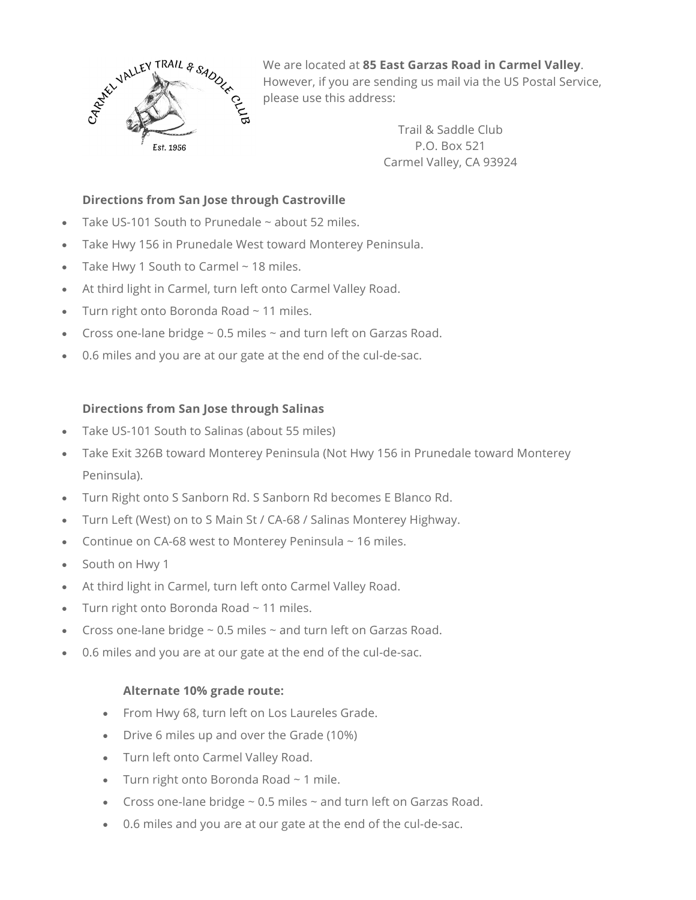We are located at **85 East Garzas Road in Carmel Valley**. However, if you are sending us mail via the US Postal Service, please use this address:

Trail & Saddle Club
P.O. Box 521
Carmel Valley, CA 93924

**Directions from San Jose through Castroville**

- Take US-101 South to Prunedale ~ about 52 miles.
- Take Hwy 156 in Prunedale West toward Monterey Peninsula.
- Take Hwy 1 South to Carmel ~ 18 miles.
- At third light in Carmel, turn left onto Carmel Valley Road.
- Turn right onto Boronda Road ~ 11 miles.
- Cross one-lane bridge ~ 0.5 miles ~ and turn left on Garzas Road.
- 0.6 miles and you are at our gate at the end of the cul-de-sac.

**Directions from San Jose through Salinas**

- Take US-101 South to Salinas (about 55 miles)
- Take Exit 326B toward Monterey Peninsula (Not Hwy 156 in Prunedale toward Monterey Peninsula).
- Turn Right onto S Sanborn Rd. S Sanborn Rd becomes E Blanco Rd.
- Turn Left (West) on to S Main St / CA-68 / Salinas Monterey Highway.
- Continue on CA-68 west to Monterey Peninsula ~ 16 miles.
- South on Hwy 1
- At third light in Carmel, turn left onto Carmel Valley Road.
- Turn right onto Boronda Road ~ 11 miles.
- Cross one-lane bridge ~ 0.5 miles ~ and turn left on Garzas Road.
- 0.6 miles and you are at our gate at the end of the cul-de-sac.

**Alternate 10% grade route:**

- From Hwy 68, turn left on Los Laureles Grade.
- Drive 6 miles up and over the Grade (10%)
- Turn left onto Carmel Valley Road.
- Turn right onto Boronda Road ~ 1 mile.
- Cross one-lane bridge ~ 0.5 miles ~ and turn left on Garzas Road.
- 0.6 miles and you are at our gate at the end of the cul-de-sac.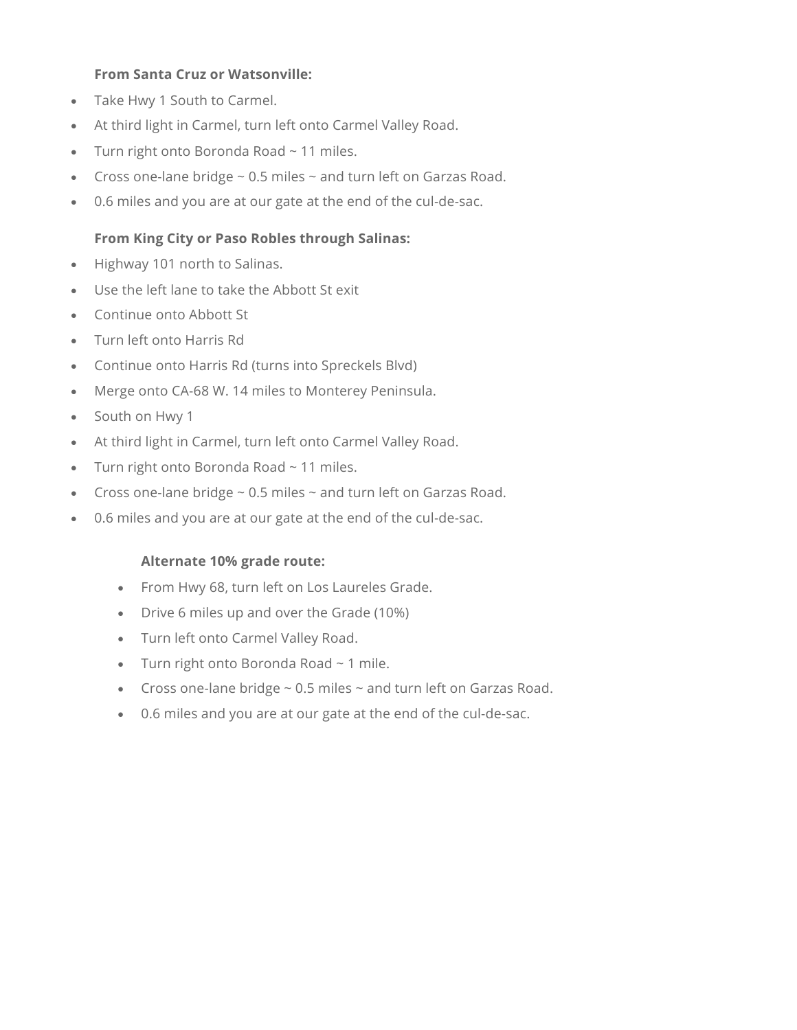**From Santa Cruz or Watsonville:**

- Take Hwy 1 South to Carmel.
- At third light in Carmel, turn left onto Carmel Valley Road.
- Turn right onto Boronda Road ~ 11 miles.
- Cross one-lane bridge ~ 0.5 miles ~ and turn left on Garzas Road.
- 0.6 miles and you are at our gate at the end of the cul-de-sac.

**From King City or Paso Robles through Salinas:**

- Highway 101 north to Salinas.
- Use the left lane to take the Abbott St exit
- Continue onto Abbott St
- Turn left onto Harris Rd
- Continue onto Harris Rd (turns into Spreckels Blvd)
- Merge onto CA-68 W. 14 miles to Monterey Peninsula.
- South on Hwy 1
- At third light in Carmel, turn left onto Carmel Valley Road.
- Turn right onto Boronda Road ~ 11 miles.
- Cross one-lane bridge ~ 0.5 miles ~ and turn left on Garzas Road.
- 0.6 miles and you are at our gate at the end of the cul-de-sac.

**Alternate 10% grade route:**

- From Hwy 68, turn left on Los Laureles Grade.
- Drive 6 miles up and over the Grade (10%)
- Turn left onto Carmel Valley Road.
- Turn right onto Boronda Road ~ 1 mile.
- Cross one-lane bridge ~ 0.5 miles ~ and turn left on Garzas Road.
- 0.6 miles and you are at our gate at the end of the cul-de-sac.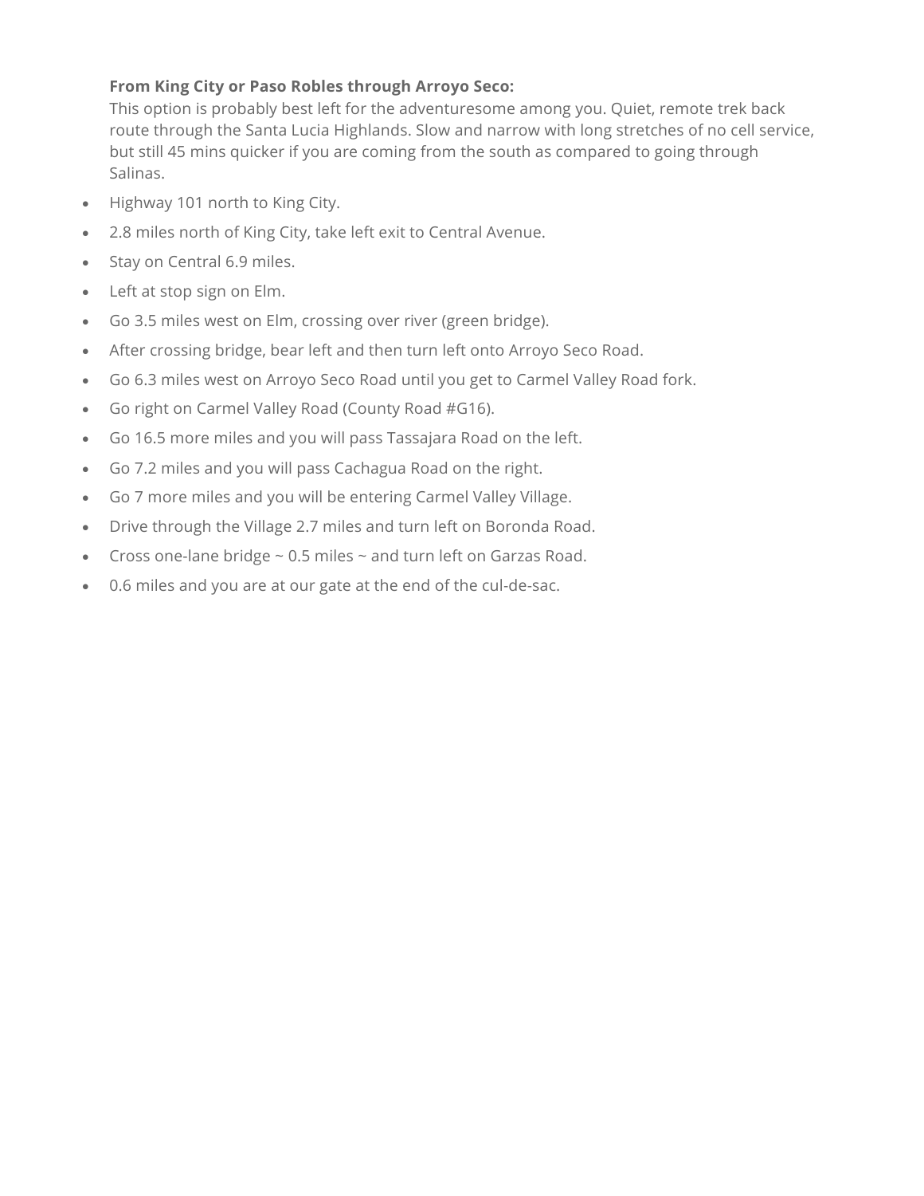**From King City or Paso Robles through Arroyo Seco:**
This option is probably best left for the adventuresome among you. Quiet, remote trek back route through the Santa Lucia Highlands. Slow and narrow with long stretches of no cell service, but still 45 mins quicker if you are coming from the south as compared to going through Salinas.

- Highway 101 north to King City.
- 2.8 miles north of King City, take left exit to Central Avenue.
- Stay on Central 6.9 miles.
- Left at stop sign on Elm.
- Go 3.5 miles west on Elm, crossing over river (green bridge).
- After crossing bridge, bear left and then turn left onto Arroyo Seco Road.
- Go 6.3 miles west on Arroyo Seco Road until you get to Carmel Valley Road fork.
- Go right on Carmel Valley Road (County Road #G16).
- Go 16.5 more miles and you will pass Tassajara Road on the left.
- Go 7.2 miles and you will pass Cachagua Road on the right.
- Go 7 more miles and you will be entering Carmel Valley Village.
- Drive through the Village 2.7 miles and turn left on Boronda Road.
- Cross one-lane bridge ~ 0.5 miles ~ and turn left on Garzas Road.
- 0.6 miles and you are at our gate at the end of the cul-de-sac.